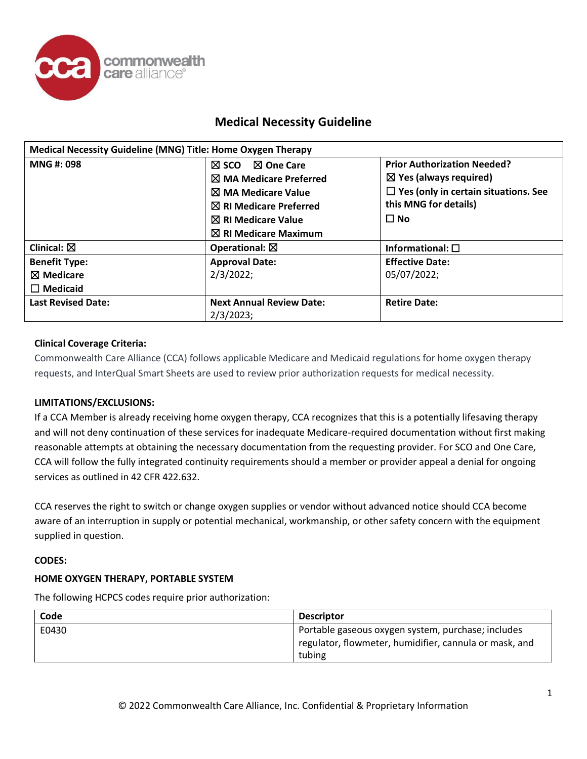# Medical Necessity Guideline

| Medical Necessity Guideline (MNG) Title: Home Oxygen Therapy | | |
|---|---|---|
| **MNG #: 098** | ☒ SCO ☒ One Care<br>☒ MA Medicare Preferred<br>☒ MA Medicare Value<br>☒ RI Medicare Preferred<br>☒ RI Medicare Value<br>☒ RI Medicare Maximum | **Prior Authorization Needed?**<br>☒ Yes (always required)<br>☐ Yes (only in certain situations. See this MNG for details)<br>☐ No |
| **Clinical:** ☒ | **Operational:** ☒ | **Informational:** ☐ |
| **Benefit Type:**<br>☒ Medicare<br>☐ Medicaid | **Approval Date:**<br>2/3/2022; | **Effective Date:**<br>05/07/2022; |
| **Last Revised Date:** | **Next Annual Review Date:**<br>2/3/2023; | **Retire Date:** |

**Clinical Coverage Criteria:**

Commonwealth Care Alliance (CCA) follows applicable Medicare and Medicaid regulations for home oxygen therapy requests, and InterQual Smart Sheets are used to review prior authorization requests for medical necessity.

**LIMITATIONS/EXCLUSIONS:**

If a CCA Member is already receiving home oxygen therapy, CCA recognizes that this is a potentially lifesaving therapy and will not deny continuation of these services for inadequate Medicare-required documentation without first making reasonable attempts at obtaining the necessary documentation from the requesting provider. For SCO and One Care, CCA will follow the fully integrated continuity requirements should a member or provider appeal a denial for ongoing services as outlined in 42 CFR 422.632.

CCA reserves the right to switch or change oxygen supplies or vendor without advanced notice should CCA become aware of an interruption in supply or potential mechanical, workmanship, or other safety concern with the equipment supplied in question.

**CODES:**

**HOME OXYGEN THERAPY, PORTABLE SYSTEM**

The following HCPCS codes require prior authorization:

| Code | Descriptor |
|---|---|
| E0430 | Portable gaseous oxygen system, purchase; includes regulator, flowmeter, humidifier, cannula or mask, and tubing |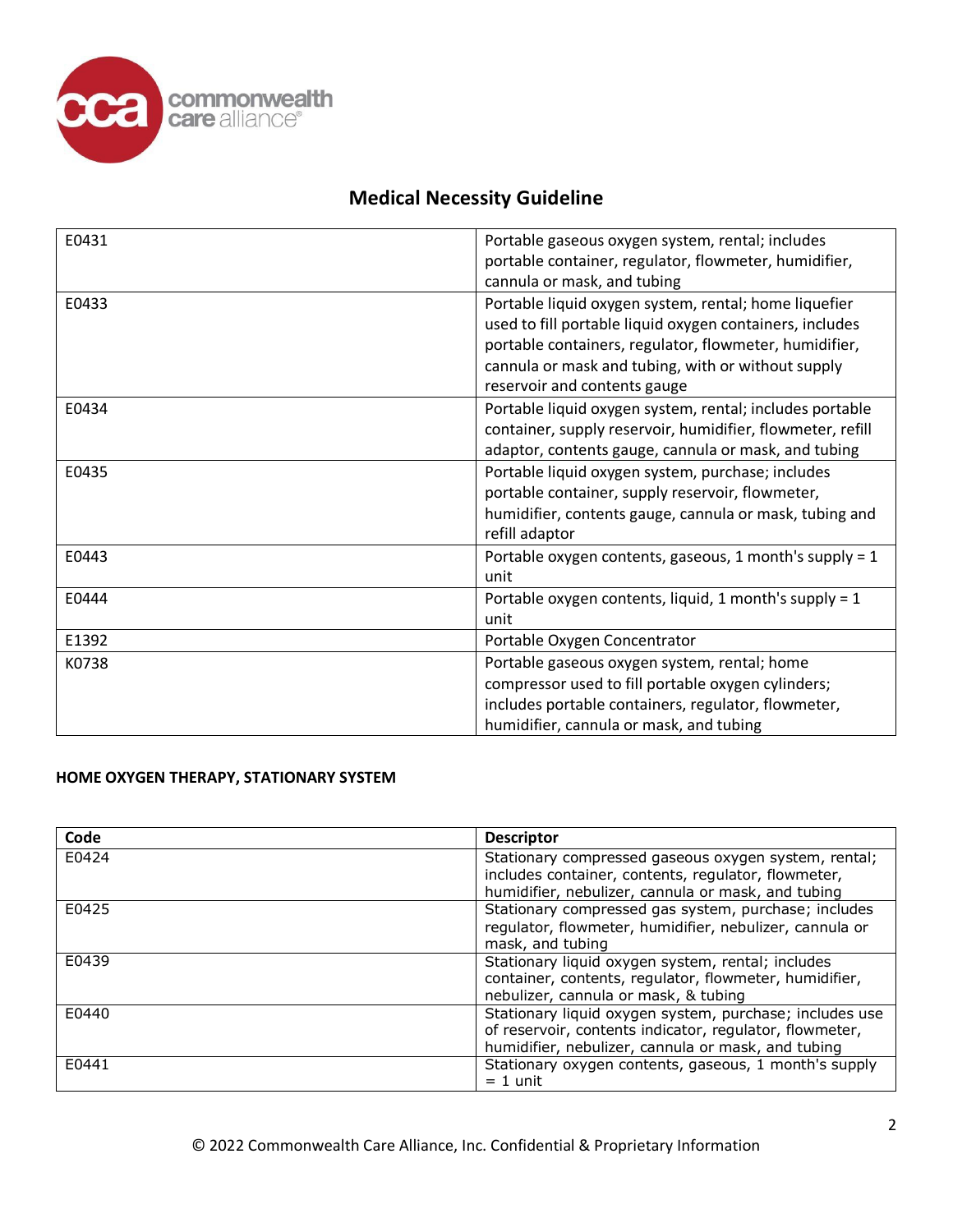## Medical Necessity Guideline

| Code | Descriptor |
|---|---|
| E0431 | Portable gaseous oxygen system, rental; includes portable container, regulator, flowmeter, humidifier, cannula or mask, and tubing |
| E0433 | Portable liquid oxygen system, rental; home liquefier used to fill portable liquid oxygen containers, includes portable containers, regulator, flowmeter, humidifier, cannula or mask and tubing, with or without supply reservoir and contents gauge |
| E0434 | Portable liquid oxygen system, rental; includes portable container, supply reservoir, humidifier, flowmeter, refill adaptor, contents gauge, cannula or mask, and tubing |
| E0435 | Portable liquid oxygen system, purchase; includes portable container, supply reservoir, flowmeter, humidifier, contents gauge, cannula or mask, tubing and refill adaptor |
| E0443 | Portable oxygen contents, gaseous, 1 month's supply = 1 unit |
| E0444 | Portable oxygen contents, liquid, 1 month's supply = 1 unit |
| E1392 | Portable Oxygen Concentrator |
| K0738 | Portable gaseous oxygen system, rental; home compressor used to fill portable oxygen cylinders; includes portable containers, regulator, flowmeter, humidifier, cannula or mask, and tubing |

**HOME OXYGEN THERAPY, STATIONARY SYSTEM**

| Code | Descriptor |
|---|---|
| E0424 | Stationary compressed gaseous oxygen system, rental; includes container, contents, regulator, flowmeter, humidifier, nebulizer, cannula or mask, and tubing |
| E0425 | Stationary compressed gas system, purchase; includes regulator, flowmeter, humidifier, nebulizer, cannula or mask, and tubing |
| E0439 | Stationary liquid oxygen system, rental; includes container, contents, regulator, flowmeter, humidifier, nebulizer, cannula or mask, & tubing |
| E0440 | Stationary liquid oxygen system, purchase; includes use of reservoir, contents indicator, regulator, flowmeter, humidifier, nebulizer, cannula or mask, and tubing |
| E0441 | Stationary oxygen contents, gaseous, 1 month's supply = 1 unit |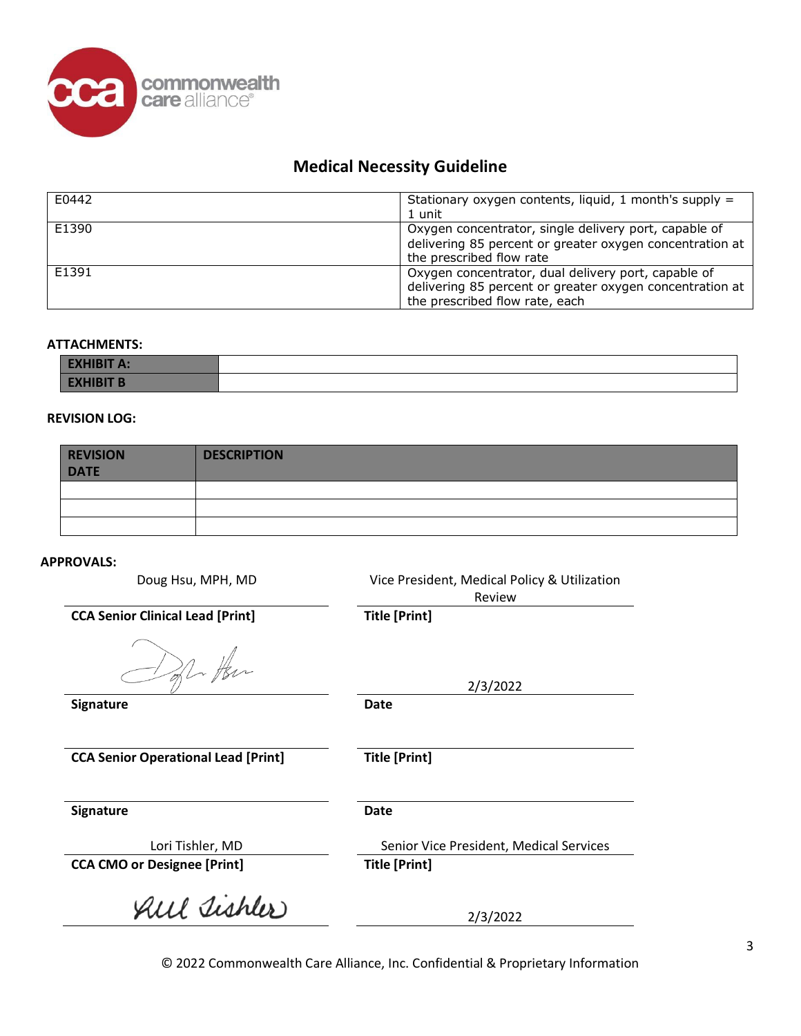## Medical Necessity Guideline

| | |
|---|---|
| E0442 | Stationary oxygen contents, liquid, 1 month's supply = 1 unit |
| E1390 | Oxygen concentrator, single delivery port, capable of delivering 85 percent or greater oxygen concentration at the prescribed flow rate |
| E1391 | Oxygen concentrator, dual delivery port, capable of delivering 85 percent or greater oxygen concentration at the prescribed flow rate, each |

**ATTACHMENTS:**

| | |
|---|---|
| **EXHIBIT A:** | |
| **EXHIBIT B** | |

**REVISION LOG:**

| REVISION DATE | DESCRIPTION |
|---|---|
| | |
| | |
| | |

**APPROVALS:**

| | |
|---|---|
| Doug Hsu, MPH, MD | Vice President, Medical Policy & Utilization Review |
| **CCA Senior Clinical Lead [Print]** | **Title [Print]** |
| [Signature] | 2/3/2022 |
| **Signature** | **Date** |
| | |
| **CCA Senior Operational Lead [Print]** | **Title [Print]** |
| | |
| **Signature** | **Date** |
| Lori Tishler, MD | Senior Vice President, Medical Services |
| **CCA CMO or Designee [Print]** | **Title [Print]** |
| [Signature] | 2/3/2022 |

© 2022 Commonwealth Care Alliance, Inc. Confidential & Proprietary Information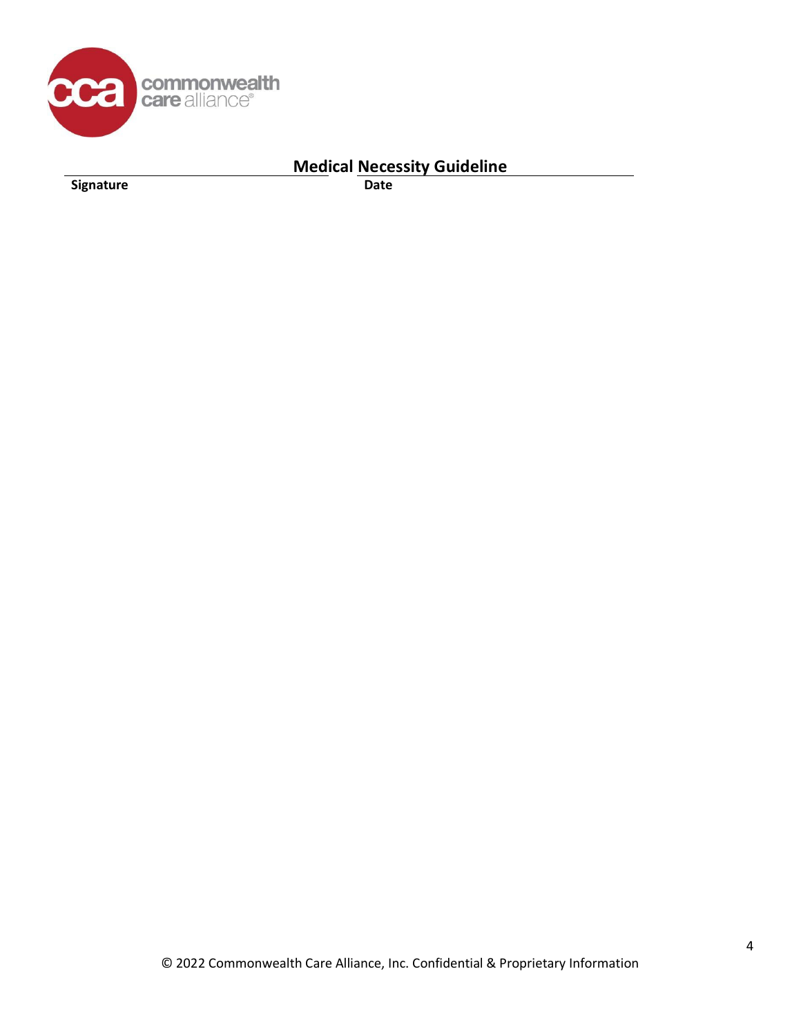# Medical Necessity Guideline

| | |
|---|---|
| **Signature** | **Date** |